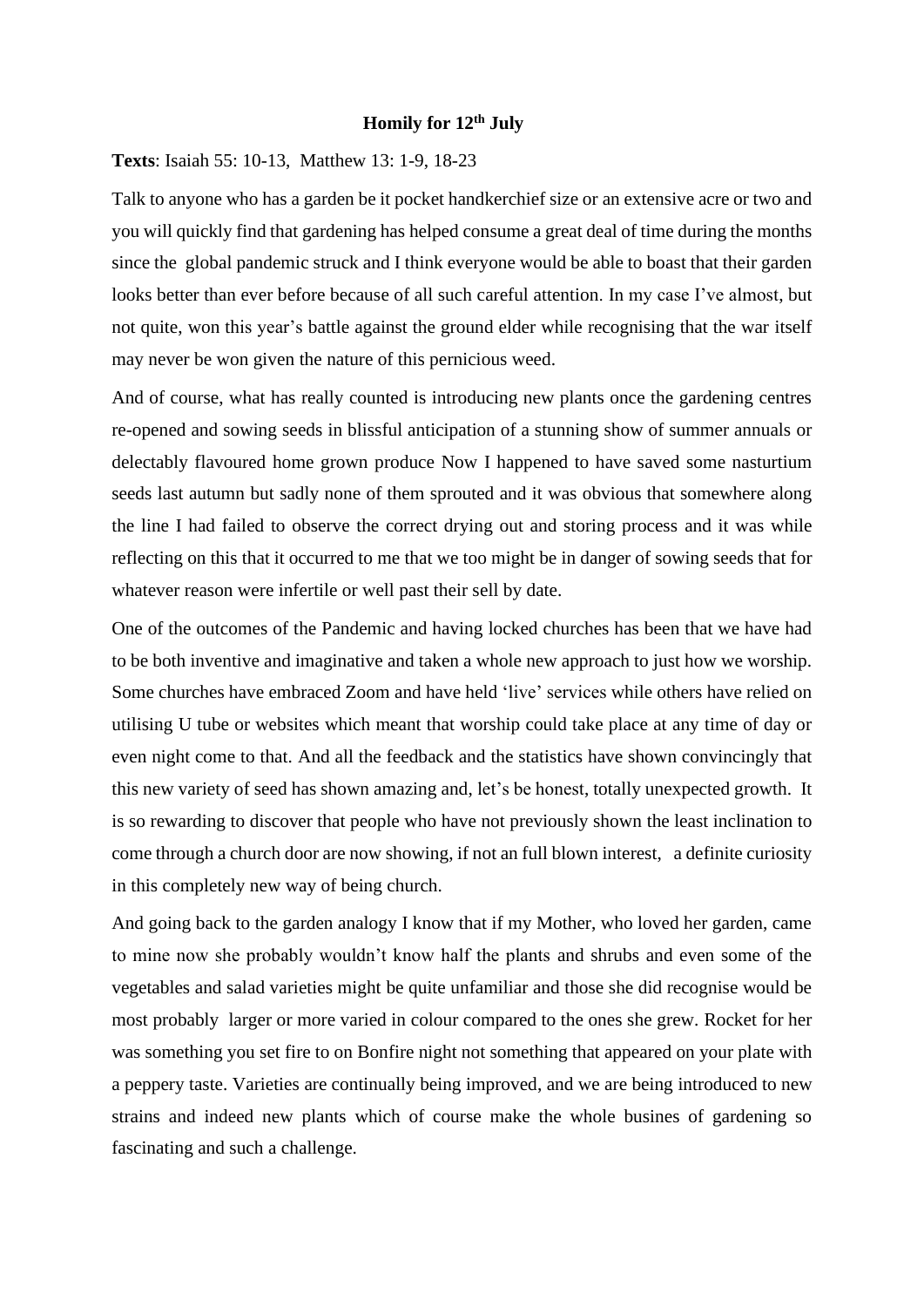**Homily for 12th July**

**Texts**: Isaiah 55: 10-13, Matthew 13: 1-9, 18-23

Talk to anyone who has a garden be it pocket handkerchief size or an extensive acre or two and you will quickly find that gardening has helped consume a great deal of time during the months since the global pandemic struck and I think everyone would be able to boast that their garden looks better than ever before because of all such careful attention. In my case I've almost, but not quite, won this year's battle against the ground elder while recognising that the war itself may never be won given the nature of this pernicious weed.

And of course, what has really counted is introducing new plants once the gardening centres re-opened and sowing seeds in blissful anticipation of a stunning show of summer annuals or delectably flavoured home grown produce Now I happened to have saved some nasturtium seeds last autumn but sadly none of them sprouted and it was obvious that somewhere along the line I had failed to observe the correct drying out and storing process and it was while reflecting on this that it occurred to me that we too might be in danger of sowing seeds that for whatever reason were infertile or well past their sell by date.

One of the outcomes of the Pandemic and having locked churches has been that we have had to be both inventive and imaginative and taken a whole new approach to just how we worship. Some churches have embraced Zoom and have held 'live' services while others have relied on utilising U tube or websites which meant that worship could take place at any time of day or even night come to that. And all the feedback and the statistics have shown convincingly that this new variety of seed has shown amazing and, let's be honest, totally unexpected growth. It is so rewarding to discover that people who have not previously shown the least inclination to come through a church door are now showing, if not an full blown interest, a definite curiosity in this completely new way of being church.

And going back to the garden analogy I know that if my Mother, who loved her garden, came to mine now she probably wouldn't know half the plants and shrubs and even some of the vegetables and salad varieties might be quite unfamiliar and those she did recognise would be most probably larger or more varied in colour compared to the ones she grew. Rocket for her was something you set fire to on Bonfire night not something that appeared on your plate with a peppery taste. Varieties are continually being improved, and we are being introduced to new strains and indeed new plants which of course make the whole busines of gardening so fascinating and such a challenge.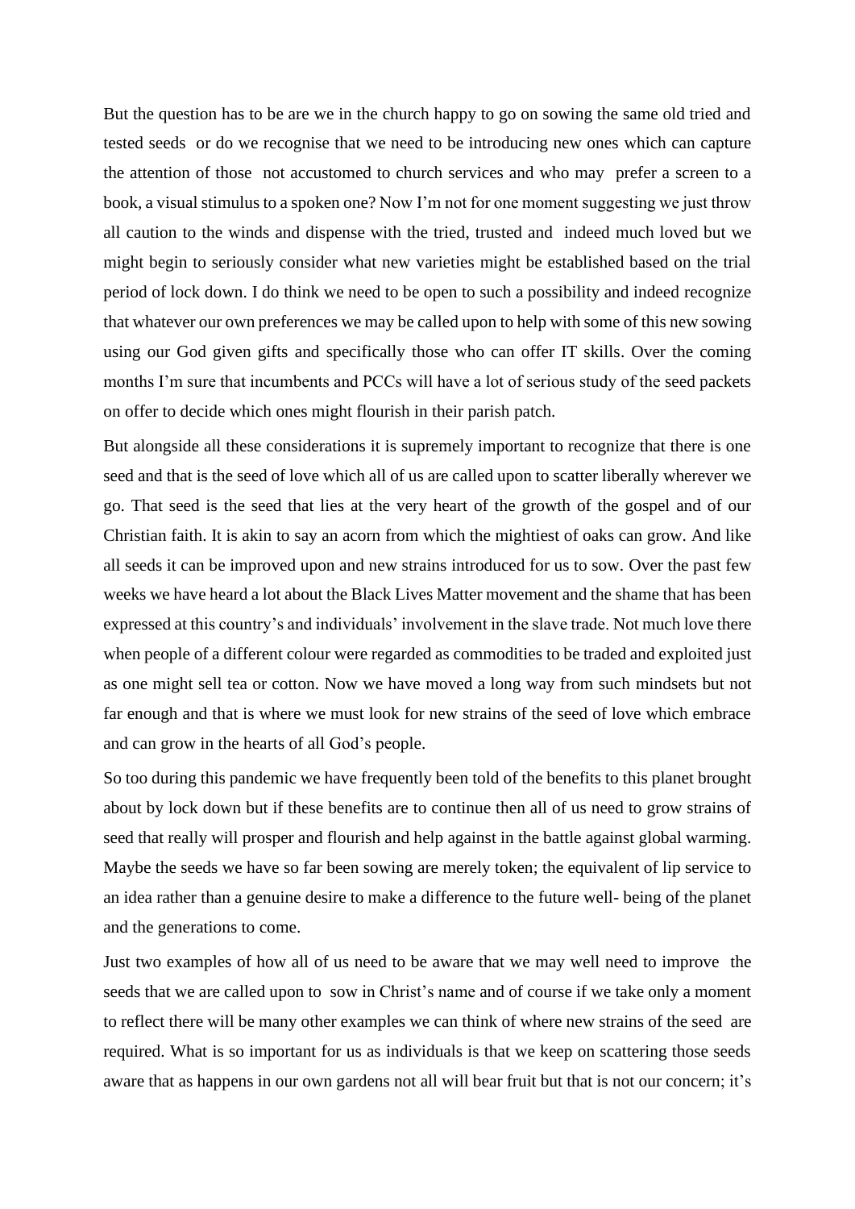But the question has to be are we in the church happy to go on sowing the same old tried and tested seeds or do we recognise that we need to be introducing new ones which can capture the attention of those not accustomed to church services and who may prefer a screen to a book, a visual stimulus to a spoken one? Now I'm not for one moment suggesting we just throw all caution to the winds and dispense with the tried, trusted and indeed much loved but we might begin to seriously consider what new varieties might be established based on the trial period of lock down. I do think we need to be open to such a possibility and indeed recognize that whatever our own preferences we may be called upon to help with some of this new sowing using our God given gifts and specifically those who can offer IT skills. Over the coming months I'm sure that incumbents and PCCs will have a lot of serious study of the seed packets on offer to decide which ones might flourish in their parish patch.

But alongside all these considerations it is supremely important to recognize that there is one seed and that is the seed of love which all of us are called upon to scatter liberally wherever we go. That seed is the seed that lies at the very heart of the growth of the gospel and of our Christian faith. It is akin to say an acorn from which the mightiest of oaks can grow. And like all seeds it can be improved upon and new strains introduced for us to sow. Over the past few weeks we have heard a lot about the Black Lives Matter movement and the shame that has been expressed at this country's and individuals' involvement in the slave trade. Not much love there when people of a different colour were regarded as commodities to be traded and exploited just as one might sell tea or cotton. Now we have moved a long way from such mindsets but not far enough and that is where we must look for new strains of the seed of love which embrace and can grow in the hearts of all God's people.

So too during this pandemic we have frequently been told of the benefits to this planet brought about by lock down but if these benefits are to continue then all of us need to grow strains of seed that really will prosper and flourish and help against in the battle against global warming. Maybe the seeds we have so far been sowing are merely token; the equivalent of lip service to an idea rather than a genuine desire to make a difference to the future well- being of the planet and the generations to come.

Just two examples of how all of us need to be aware that we may well need to improve the seeds that we are called upon to sow in Christ's name and of course if we take only a moment to reflect there will be many other examples we can think of where new strains of the seed are required. What is so important for us as individuals is that we keep on scattering those seeds aware that as happens in our own gardens not all will bear fruit but that is not our concern; it's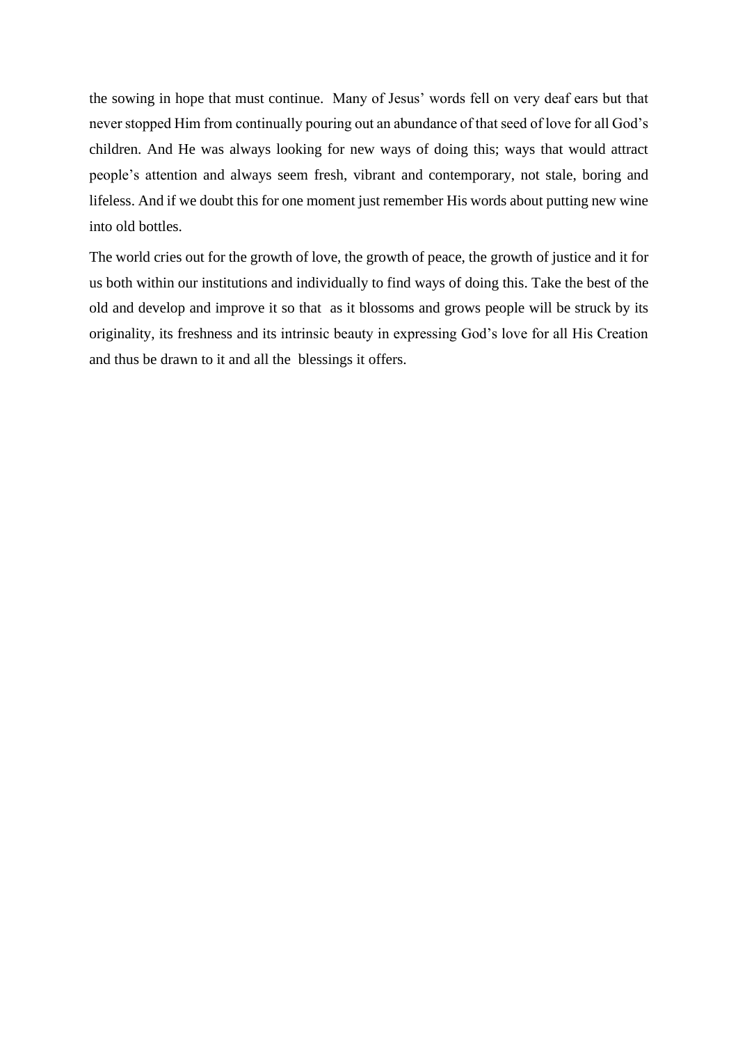the sowing in hope that must continue. Many of Jesus' words fell on very deaf ears but that never stopped Him from continually pouring out an abundance of that seed of love for all God's children. And He was always looking for new ways of doing this; ways that would attract people's attention and always seem fresh, vibrant and contemporary, not stale, boring and lifeless. And if we doubt this for one moment just remember His words about putting new wine into old bottles.

The world cries out for the growth of love, the growth of peace, the growth of justice and it for us both within our institutions and individually to find ways of doing this. Take the best of the old and develop and improve it so that as it blossoms and grows people will be struck by its originality, its freshness and its intrinsic beauty in expressing God's love for all His Creation and thus be drawn to it and all the blessings it offers.